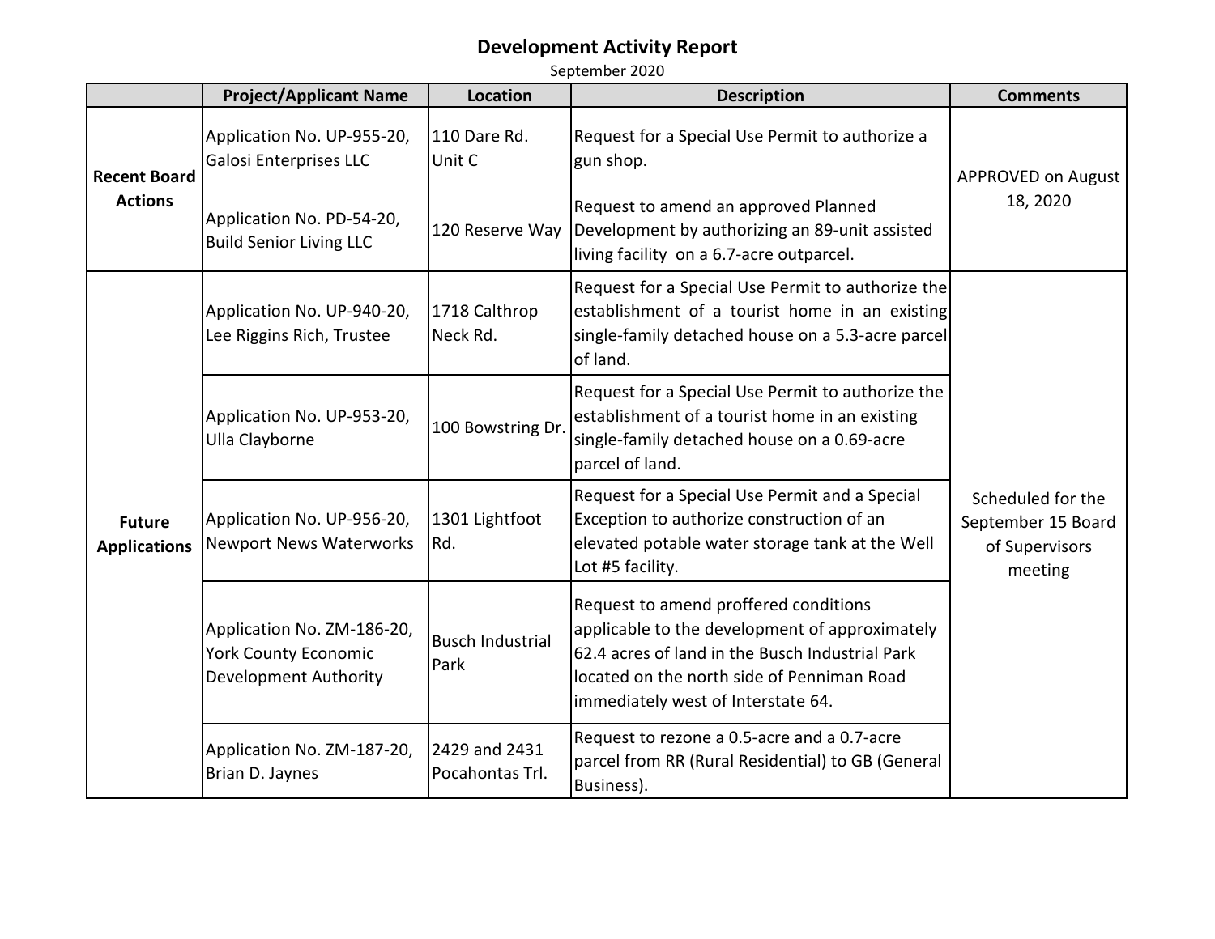# Development Activity Report

September 2020

| | Project/Applicant Name | Location | Description | Comments |
|---|---|---|---|---|
| **Recent Board Actions** | Application No. UP-955-20, Galosi Enterprises LLC | 110 Dare Rd. Unit C | Request for a Special Use Permit to authorize a gun shop. | APPROVED on August 18, 2020 |
| | Application No. PD-54-20, Build Senior Living LLC | 120 Reserve Way | Request to amend an approved Planned Development by authorizing an 89-unit assisted living facility on a 6.7-acre outparcel. | |
| **Future Applications** | Application No. UP-940-20, Lee Riggins Rich, Trustee | 1718 Calthrop Neck Rd. | Request for a Special Use Permit to authorize the establishment of a tourist home in an existing single-family detached house on a 5.3-acre parcel of land. | Scheduled for the September 15 Board of Supervisors meeting |
| | Application No. UP-953-20, Ulla Clayborne | 100 Bowstring Dr. | Request for a Special Use Permit to authorize the establishment of a tourist home in an existing single-family detached house on a 0.69-acre parcel of land. | |
| | Application No. UP-956-20, Newport News Waterworks | 1301 Lightfoot Rd. | Request for a Special Use Permit and a Special Exception to authorize construction of an elevated potable water storage tank at the Well Lot #5 facility. | |
| | Application No. ZM-186-20, York County Economic Development Authority | Busch Industrial Park | Request to amend proffered conditions applicable to the development of approximately 62.4 acres of land in the Busch Industrial Park located on the north side of Penniman Road immediately west of Interstate 64. | |
| | Application No. ZM-187-20, Brian D. Jaynes | 2429 and 2431 Pocahontas Trl. | Request to rezone a 0.5-acre and a 0.7-acre parcel from RR (Rural Residential) to GB (General Business). | |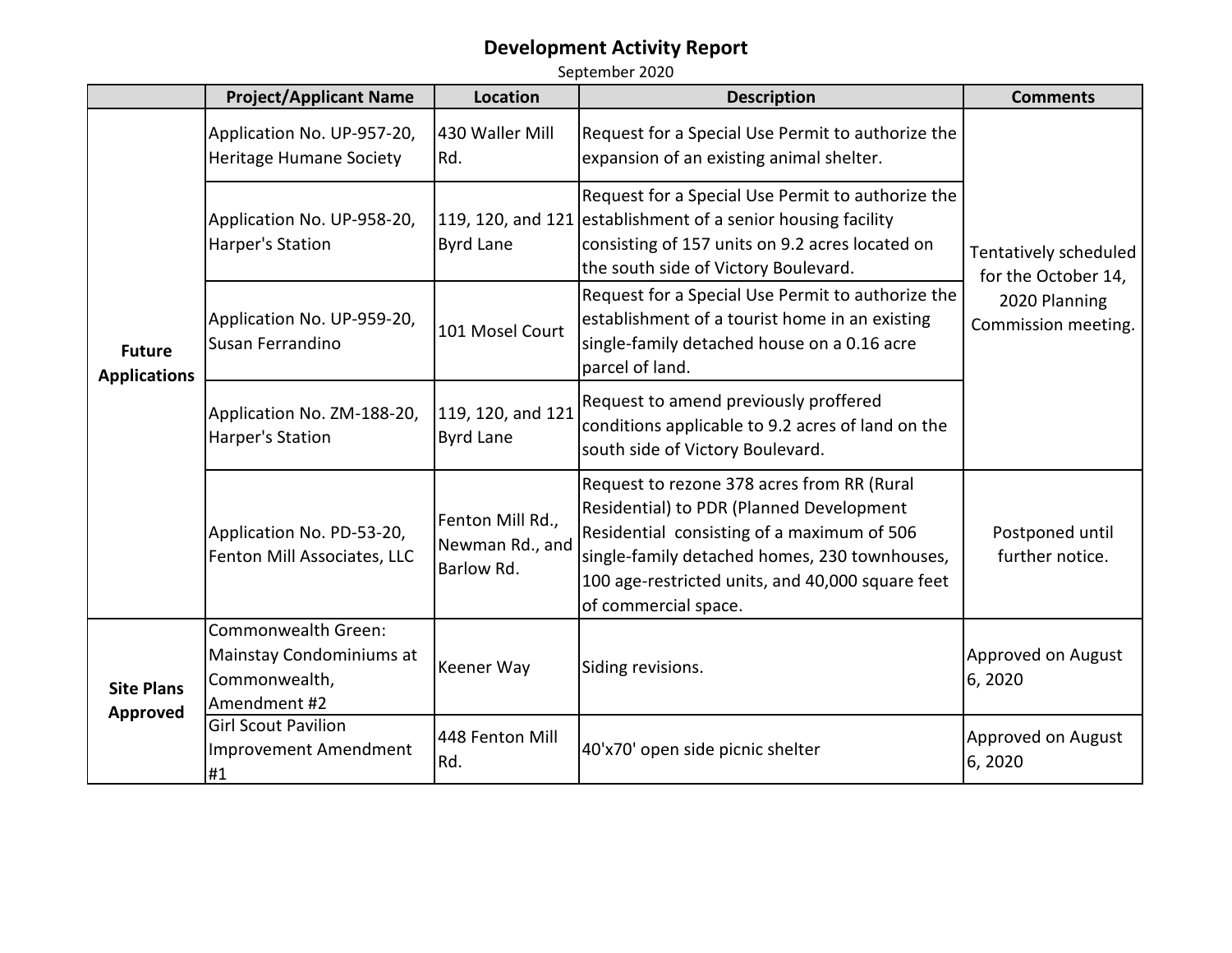# Development Activity Report

September 2020

| | Project/Applicant Name | Location | Description | Comments |
|---|---|---|---|---|
| **Future Applications** | Application No. UP-957-20, Heritage Humane Society | 430 Waller Mill Rd. | Request for a Special Use Permit to authorize the expansion of an existing animal shelter. | Tentatively scheduled for the October 14, 2020 Planning Commission meeting. |
| | Application No. UP-958-20, Harper's Station | 119, 120, and 121 Byrd Lane | Request for a Special Use Permit to authorize the establishment of a senior housing facility consisting of 157 units on 9.2 acres located on the south side of Victory Boulevard. | |
| | Application No. UP-959-20, Susan Ferrandino | 101 Mosel Court | Request for a Special Use Permit to authorize the establishment of a tourist home in an existing single-family detached house on a 0.16 acre parcel of land. | |
| | Application No. ZM-188-20, Harper's Station | 119, 120, and 121 Byrd Lane | Request to amend previously proffered conditions applicable to 9.2 acres of land on the south side of Victory Boulevard. | |
| | Application No. PD-53-20, Fenton Mill Associates, LLC | Fenton Mill Rd., Newman Rd., and Barlow Rd. | Request to rezone 378 acres from RR (Rural Residential) to PDR (Planned Development Residential consisting of a maximum of 506 single-family detached homes, 230 townhouses, 100 age-restricted units, and 40,000 square feet of commercial space. | Postponed until further notice. |
| **Site Plans Approved** | Commonwealth Green: Mainstay Condominiums at Commonwealth, Amendment #2 | Keener Way | Siding revisions. | Approved on August 6, 2020 |
| | Girl Scout Pavilion Improvement Amendment #1 | 448 Fenton Mill Rd. | 40'x70' open side picnic shelter | Approved on August 6, 2020 |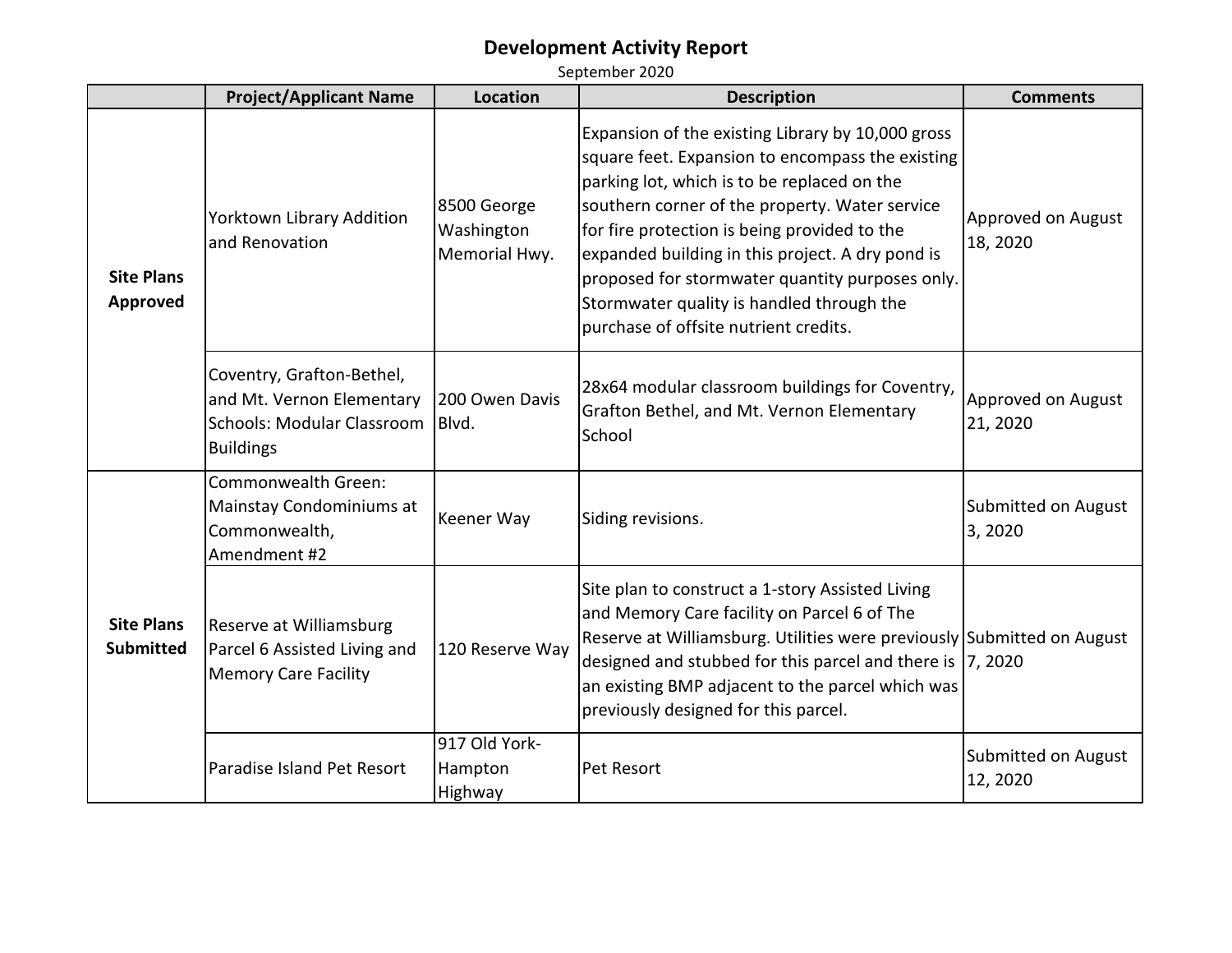# Development Activity Report

September 2020

| | Project/Applicant Name | Location | Description | Comments |
|---|---|---|---|---|
| **Site Plans Approved** | Yorktown Library Addition and Renovation | 8500 George Washington Memorial Hwy. | Expansion of the existing Library by 10,000 gross square feet. Expansion to encompass the existing parking lot, which is to be replaced on the southern corner of the property. Water service for fire protection is being provided to the expanded building in this project. A dry pond is proposed for stormwater quantity purposes only. Stormwater quality is handled through the purchase of offsite nutrient credits. | Approved on August 18, 2020 |
| | Coventry, Grafton-Bethel, and Mt. Vernon Elementary Schools: Modular Classroom Buildings | 200 Owen Davis Blvd. | 28x64 modular classroom buildings for Coventry, Grafton Bethel, and Mt. Vernon Elementary School | Approved on August 21, 2020 |
| **Site Plans Submitted** | Commonwealth Green: Mainstay Condominiums at Commonwealth, Amendment #2 | Keener Way | Siding revisions. | Submitted on August 3, 2020 |
| | Reserve at Williamsburg Parcel 6 Assisted Living and Memory Care Facility | 120 Reserve Way | Site plan to construct a 1-story Assisted Living and Memory Care facility on Parcel 6 of The Reserve at Williamsburg. Utilities were previously designed and stubbed for this parcel and there is an existing BMP adjacent to the parcel which was previously designed for this parcel. | Submitted on August 7, 2020 |
| | Paradise Island Pet Resort | 917 Old York-Hampton Highway | Pet Resort | Submitted on August 12, 2020 |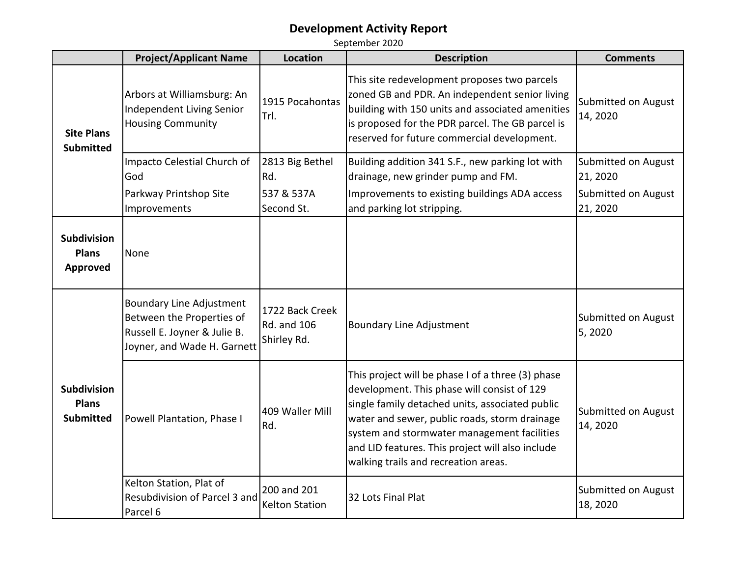# Development Activity Report

September 2020

| | Project/Applicant Name | Location | Description | Comments |
|---|---|---|---|---|
| **Site Plans Submitted** | Arbors at Williamsburg: An Independent Living Senior Housing Community | 1915 Pocahontas Trl. | This site redevelopment proposes two parcels zoned GB and PDR. An independent senior living building with 150 units and associated amenities is proposed for the PDR parcel. The GB parcel is reserved for future commercial development. | Submitted on August 14, 2020 |
| | Impacto Celestial Church of God | 2813 Big Bethel Rd. | Building addition 341 S.F., new parking lot with drainage, new grinder pump and FM. | Submitted on August 21, 2020 |
| | Parkway Printshop Site Improvements | 537 & 537A Second St. | Improvements to existing buildings ADA access and parking lot stripping. | Submitted on August 21, 2020 |
| **Subdivision Plans Approved** | None | | | |
| **Subdivision Plans Submitted** | Boundary Line Adjustment Between the Properties of Russell E. Joyner & Julie B. Joyner, and Wade H. Garnett | 1722 Back Creek Rd. and 106 Shirley Rd. | Boundary Line Adjustment | Submitted on August 5, 2020 |
| | Powell Plantation, Phase I | 409 Waller Mill Rd. | This project will be phase I of a three (3) phase development. This phase will consist of 129 single family detached units, associated public water and sewer, public roads, storm drainage system and stormwater management facilities and LID features. This project will also include walking trails and recreation areas. | Submitted on August 14, 2020 |
| | Kelton Station, Plat of Resubdivision of Parcel 3 and Parcel 6 | 200 and 201 Kelton Station | 32 Lots Final Plat | Submitted on August 18, 2020 |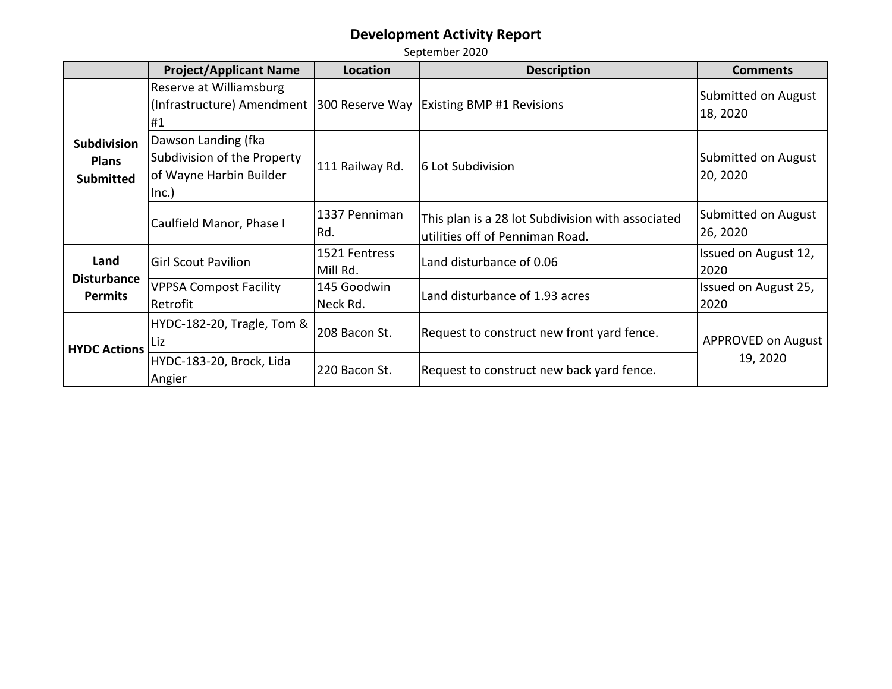# Development Activity Report

September 2020

| | Project/Applicant Name | Location | Description | Comments |
|---|---|---|---|---|
| **Subdivision Plans Submitted** | Reserve at Williamsburg (Infrastructure) Amendment #1 | 300 Reserve Way | Existing BMP #1 Revisions | Submitted on August 18, 2020 |
| | Dawson Landing (fka Subdivision of the Property of Wayne Harbin Builder Inc.) | 111 Railway Rd. | 6 Lot Subdivision | Submitted on August 20, 2020 |
| | Caulfield Manor, Phase I | 1337 Penniman Rd. | This plan is a 28 lot Subdivision with associated utilities off of Penniman Road. | Submitted on August 26, 2020 |
| **Land Disturbance Permits** | Girl Scout Pavilion | 1521 Fentress Mill Rd. | Land disturbance of 0.06 | Issued on August 12, 2020 |
| | VPPSA Compost Facility Retrofit | 145 Goodwin Neck Rd. | Land disturbance of 1.93 acres | Issued on August 25, 2020 |
| **HYDC Actions** | HYDC-182-20, Tragle, Tom & Liz | 208 Bacon St. | Request to construct new front yard fence. | APPROVED on August 19, 2020 |
| | HYDC-183-20, Brock, Lida Angier | 220 Bacon St. | Request to construct new back yard fence. | |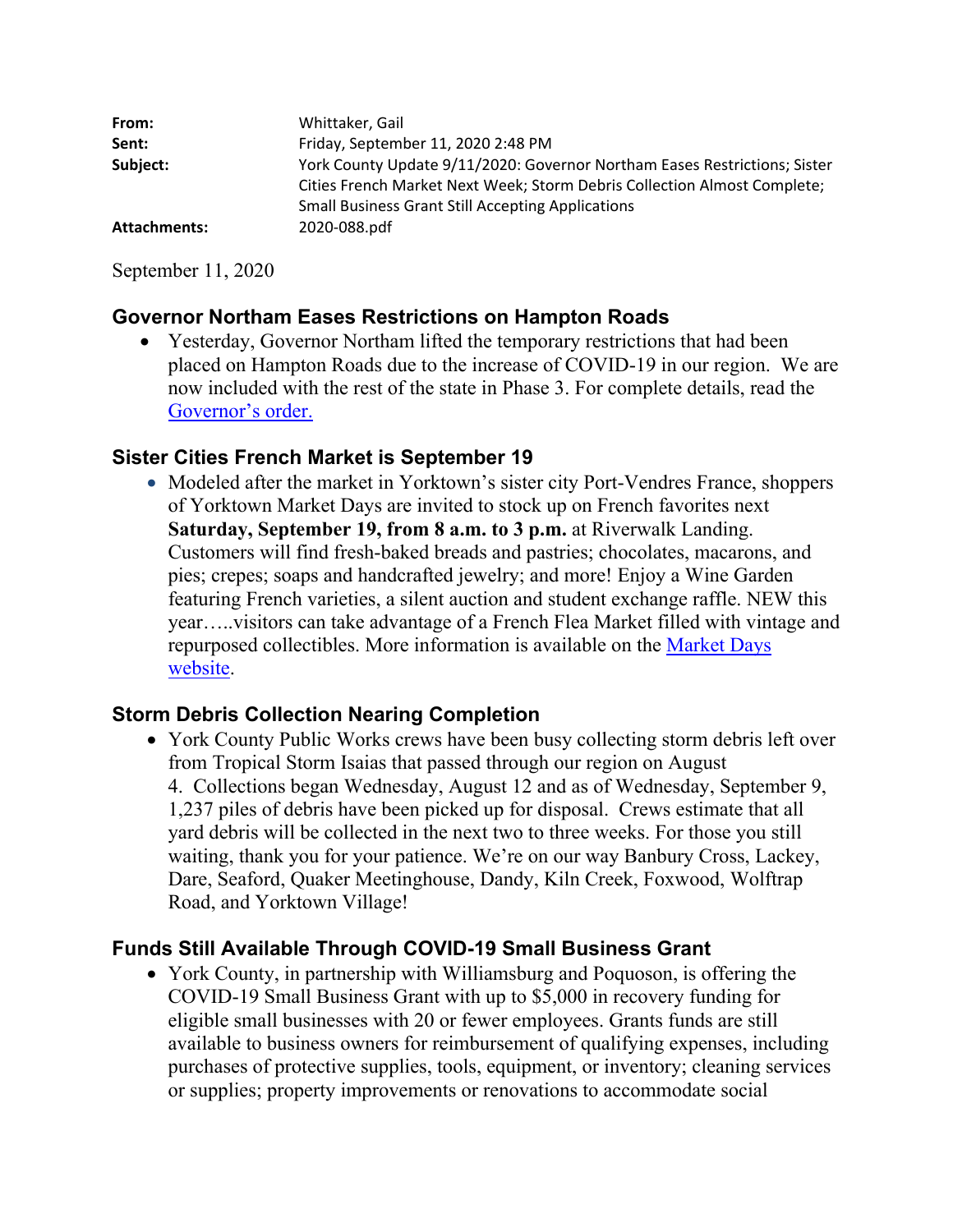| | |
|---|---|
| **From:** | Whittaker, Gail |
| **Sent:** | Friday, September 11, 2020 2:48 PM |
| **Subject:** | York County Update 9/11/2020: Governor Northam Eases Restrictions; Sister Cities French Market Next Week; Storm Debris Collection Almost Complete; Small Business Grant Still Accepting Applications |
| **Attachments:** | 2020-088.pdf |

September 11, 2020

### Governor Northam Eases Restrictions on Hampton Roads

- Yesterday, Governor Northam lifted the temporary restrictions that had been placed on Hampton Roads due to the increase of COVID-19 in our region. We are now included with the rest of the state in Phase 3. For complete details, read the Governor's order.

### Sister Cities French Market is September 19

- Modeled after the market in Yorktown's sister city Port-Vendres France, shoppers of Yorktown Market Days are invited to stock up on French favorites next **Saturday, September 19, from 8 a.m. to 3 p.m.** at Riverwalk Landing. Customers will find fresh-baked breads and pastries; chocolates, macarons, and pies; crepes; soaps and handcrafted jewelry; and more! Enjoy a Wine Garden featuring French varieties, a silent auction and student exchange raffle. NEW this year…..visitors can take advantage of a French Flea Market filled with vintage and repurposed collectibles. More information is available on the Market Days website.

### Storm Debris Collection Nearing Completion

- York County Public Works crews have been busy collecting storm debris left over from Tropical Storm Isaias that passed through our region on August 4. Collections began Wednesday, August 12 and as of Wednesday, September 9, 1,237 piles of debris have been picked up for disposal. Crews estimate that all yard debris will be collected in the next two to three weeks. For those you still waiting, thank you for your patience. We're on our way Banbury Cross, Lackey, Dare, Seaford, Quaker Meetinghouse, Dandy, Kiln Creek, Foxwood, Wolftrap Road, and Yorktown Village!

### Funds Still Available Through COVID-19 Small Business Grant

- York County, in partnership with Williamsburg and Poquoson, is offering the COVID-19 Small Business Grant with up to $5,000 in recovery funding for eligible small businesses with 20 or fewer employees. Grants funds are still available to business owners for reimbursement of qualifying expenses, including purchases of protective supplies, tools, equipment, or inventory; cleaning services or supplies; property improvements or renovations to accommodate social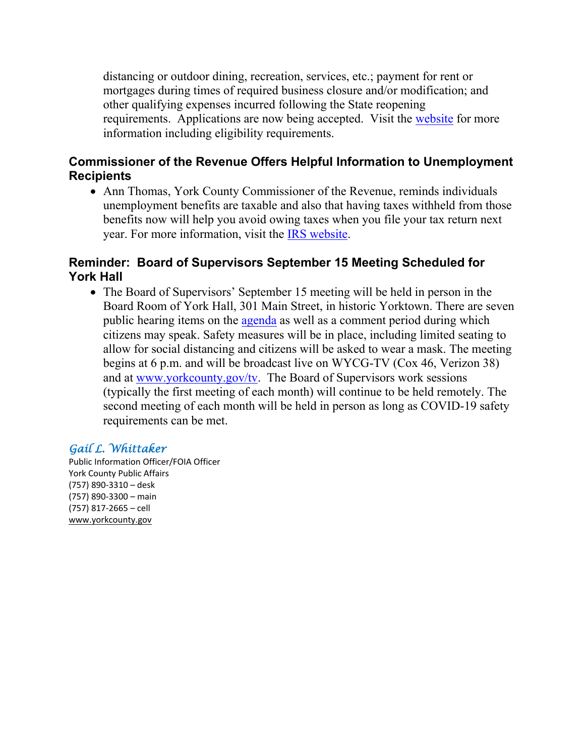distancing or outdoor dining, recreation, services, etc.; payment for rent or mortgages during times of required business closure and/or modification; and other qualifying expenses incurred following the State reopening requirements. Applications are now being accepted. Visit the [website]() for more information including eligibility requirements.

### Commissioner of the Revenue Offers Helpful Information to Unemployment Recipients

- Ann Thomas, York County Commissioner of the Revenue, reminds individuals unemployment benefits are taxable and also that having taxes withheld from those benefits now will help you avoid owing taxes when you file your tax return next year. For more information, visit the [IRS website]().

### Reminder: Board of Supervisors September 15 Meeting Scheduled for York Hall

- The Board of Supervisors' September 15 meeting will be held in person in the Board Room of York Hall, 301 Main Street, in historic Yorktown. There are seven public hearing items on the [agenda]() as well as a comment period during which citizens may speak. Safety measures will be in place, including limited seating to allow for social distancing and citizens will be asked to wear a mask. The meeting begins at 6 p.m. and will be broadcast live on WYCG-TV (Cox 46, Verizon 38) and at [www.yorkcounty.gov/tv](www.yorkcounty.gov/tv). The Board of Supervisors work sessions (typically the first meeting of each month) will continue to be held remotely. The second meeting of each month will be held in person as long as COVID-19 safety requirements can be met.

*Gail L. Whittaker*
Public Information Officer/FOIA Officer
York County Public Affairs
(757) 890-3310 – desk
(757) 890-3300 – main
(757) 817-2665 – cell
www.yorkcounty.gov